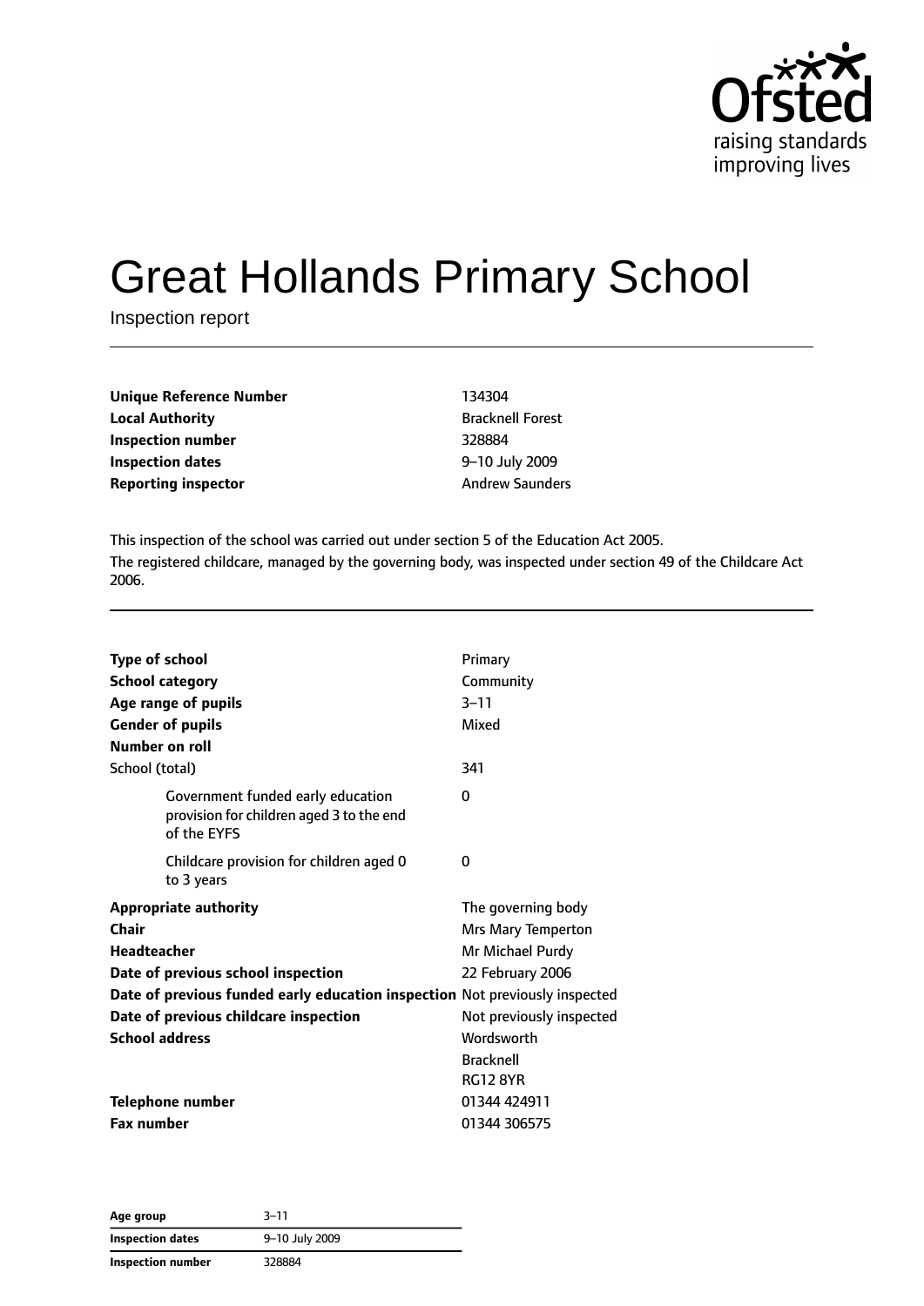# Great Hollands Primary School

Inspection report

| | |
|---|---|
| **Unique Reference Number** | 134304 |
| **Local Authority** | Bracknell Forest |
| **Inspection number** | 328884 |
| **Inspection dates** | 9–10 July 2009 |
| **Reporting inspector** | Andrew Saunders |

This inspection of the school was carried out under section 5 of the Education Act 2005.

The registered childcare, managed by the governing body, was inspected under section 49 of the Childcare Act 2006.

| | |
|---|---|
| **Type of school** | Primary |
| **School category** | Community |
| **Age range of pupils** | 3–11 |
| **Gender of pupils** | Mixed |
| **Number on roll** | |
| School (total) | 341 |
| Government funded early education provision for children aged 3 to the end of the EYFS | 0 |
| Childcare provision for children aged 0 to 3 years | 0 |
| **Appropriate authority** | The governing body |
| **Chair** | Mrs Mary Temperton |
| **Headteacher** | Mr Michael Purdy |
| **Date of previous school inspection** | 22 February 2006 |
| **Date of previous funded early education inspection** | Not previously inspected |
| **Date of previous childcare inspection** | Not previously inspected |
| **School address** | Wordsworth<br>Bracknell<br>RG12 8YR |
| **Telephone number** | 01344 424911 |
| **Fax number** | 01344 306575 |

| | |
|---|---|
| **Age group** | 3–11 |
| **Inspection dates** | 9–10 July 2009 |
| **Inspection number** | 328884 |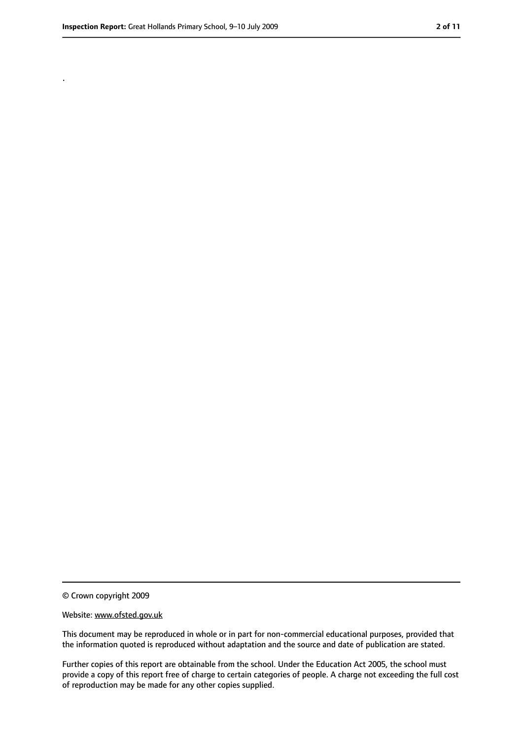.

© Crown copyright 2009

Website: www.ofsted.gov.uk

This document may be reproduced in whole or in part for non-commercial educational purposes, provided that the information quoted is reproduced without adaptation and the source and date of publication are stated.

Further copies of this report are obtainable from the school. Under the Education Act 2005, the school must provide a copy of this report free of charge to certain categories of people. A charge not exceeding the full cost of reproduction may be made for any other copies supplied.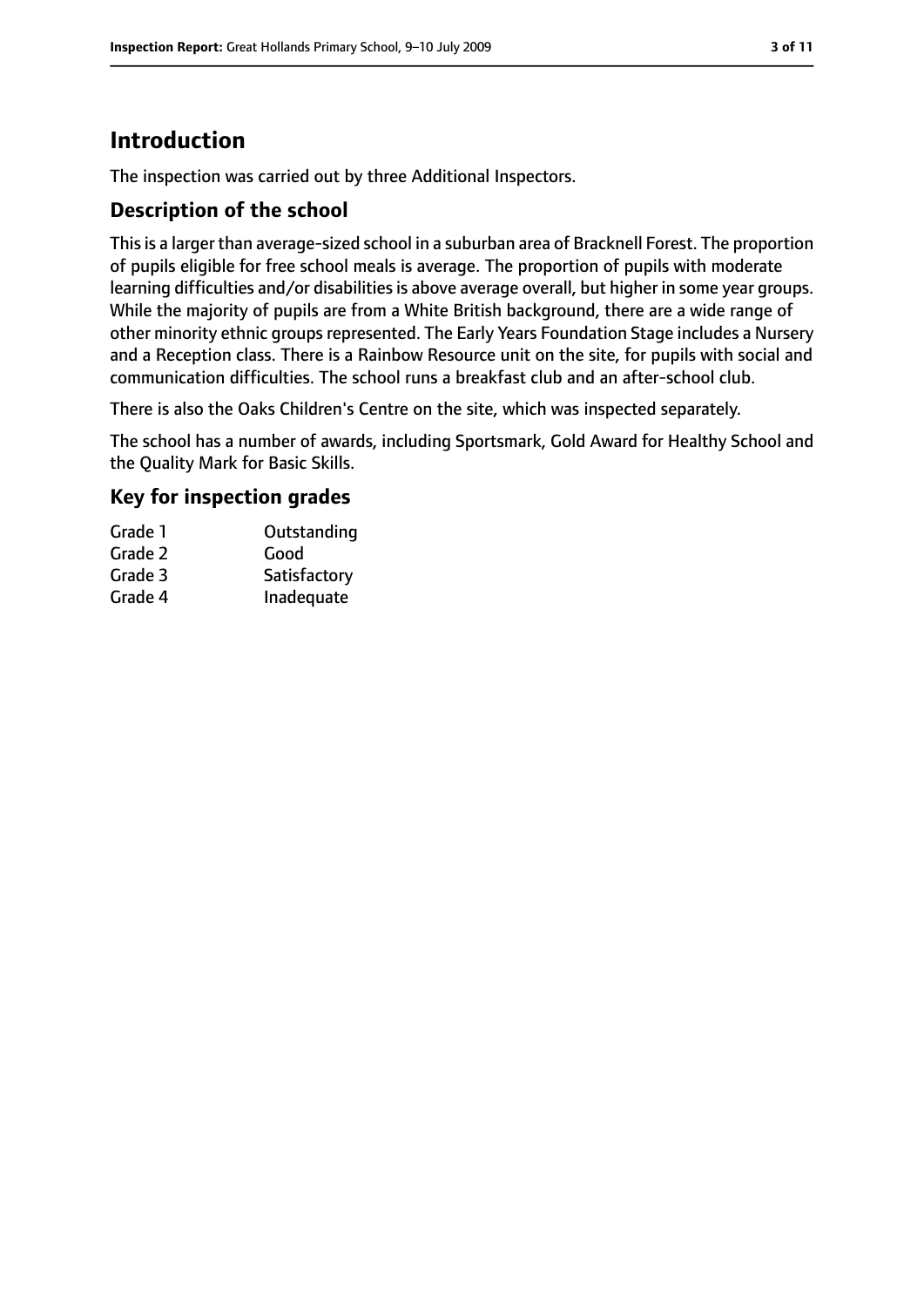# Introduction

The inspection was carried out by three Additional Inspectors.

## Description of the school

This is a larger than average-sized school in a suburban area of Bracknell Forest. The proportion of pupils eligible for free school meals is average. The proportion of pupils with moderate learning difficulties and/or disabilities is above average overall, but higher in some year groups. While the majority of pupils are from a White British background, there are a wide range of other minority ethnic groups represented. The Early Years Foundation Stage includes a Nursery and a Reception class. There is a Rainbow Resource unit on the site, for pupils with social and communication difficulties. The school runs a breakfast club and an after-school club.

There is also the Oaks Children's Centre on the site, which was inspected separately.

The school has a number of awards, including Sportsmark, Gold Award for Healthy School and the Quality Mark for Basic Skills.

## Key for inspection grades

| | |
|---|---|
| Grade 1 | Outstanding |
| Grade 2 | Good |
| Grade 3 | Satisfactory |
| Grade 4 | Inadequate |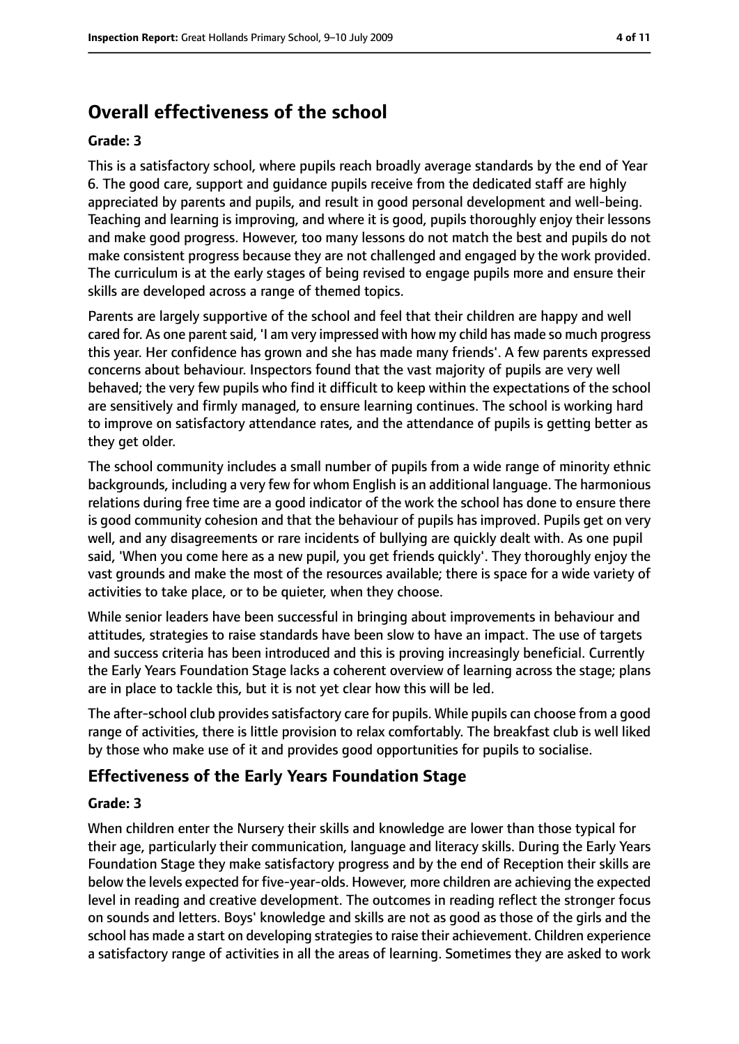## Overall effectiveness of the school

**Grade: 3**

This is a satisfactory school, where pupils reach broadly average standards by the end of Year 6. The good care, support and guidance pupils receive from the dedicated staff are highly appreciated by parents and pupils, and result in good personal development and well-being. Teaching and learning is improving, and where it is good, pupils thoroughly enjoy their lessons and make good progress. However, too many lessons do not match the best and pupils do not make consistent progress because they are not challenged and engaged by the work provided. The curriculum is at the early stages of being revised to engage pupils more and ensure their skills are developed across a range of themed topics.

Parents are largely supportive of the school and feel that their children are happy and well cared for. As one parent said, 'I am very impressed with how my child has made so much progress this year. Her confidence has grown and she has made many friends'. A few parents expressed concerns about behaviour. Inspectors found that the vast majority of pupils are very well behaved; the very few pupils who find it difficult to keep within the expectations of the school are sensitively and firmly managed, to ensure learning continues. The school is working hard to improve on satisfactory attendance rates, and the attendance of pupils is getting better as they get older.

The school community includes a small number of pupils from a wide range of minority ethnic backgrounds, including a very few for whom English is an additional language. The harmonious relations during free time are a good indicator of the work the school has done to ensure there is good community cohesion and that the behaviour of pupils has improved. Pupils get on very well, and any disagreements or rare incidents of bullying are quickly dealt with. As one pupil said, 'When you come here as a new pupil, you get friends quickly'. They thoroughly enjoy the vast grounds and make the most of the resources available; there is space for a wide variety of activities to take place, or to be quieter, when they choose.

While senior leaders have been successful in bringing about improvements in behaviour and attitudes, strategies to raise standards have been slow to have an impact. The use of targets and success criteria has been introduced and this is proving increasingly beneficial. Currently the Early Years Foundation Stage lacks a coherent overview of learning across the stage; plans are in place to tackle this, but it is not yet clear how this will be led.

The after-school club provides satisfactory care for pupils. While pupils can choose from a good range of activities, there is little provision to relax comfortably. The breakfast club is well liked by those who make use of it and provides good opportunities for pupils to socialise.

### Effectiveness of the Early Years Foundation Stage

**Grade: 3**

When children enter the Nursery their skills and knowledge are lower than those typical for their age, particularly their communication, language and literacy skills. During the Early Years Foundation Stage they make satisfactory progress and by the end of Reception their skills are below the levels expected for five-year-olds. However, more children are achieving the expected level in reading and creative development. The outcomes in reading reflect the stronger focus on sounds and letters. Boys' knowledge and skills are not as good as those of the girls and the school has made a start on developing strategies to raise their achievement. Children experience a satisfactory range of activities in all the areas of learning. Sometimes they are asked to work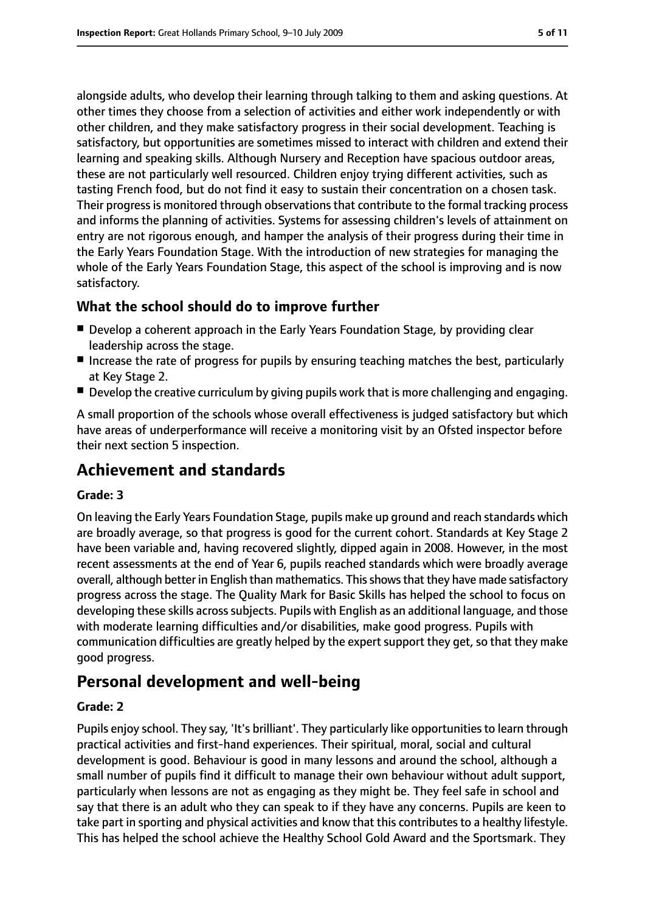alongside adults, who develop their learning through talking to them and asking questions. At other times they choose from a selection of activities and either work independently or with other children, and they make satisfactory progress in their social development. Teaching is satisfactory, but opportunities are sometimes missed to interact with children and extend their learning and speaking skills. Although Nursery and Reception have spacious outdoor areas, these are not particularly well resourced. Children enjoy trying different activities, such as tasting French food, but do not find it easy to sustain their concentration on a chosen task. Their progress is monitored through observations that contribute to the formal tracking process and informs the planning of activities. Systems for assessing children's levels of attainment on entry are not rigorous enough, and hamper the analysis of their progress during their time in the Early Years Foundation Stage. With the introduction of new strategies for managing the whole of the Early Years Foundation Stage, this aspect of the school is improving and is now satisfactory.

### What the school should do to improve further

- Develop a coherent approach in the Early Years Foundation Stage, by providing clear leadership across the stage.
- Increase the rate of progress for pupils by ensuring teaching matches the best, particularly at Key Stage 2.
- Develop the creative curriculum by giving pupils work that is more challenging and engaging.

A small proportion of the schools whose overall effectiveness is judged satisfactory but which have areas of underperformance will receive a monitoring visit by an Ofsted inspector before their next section 5 inspection.

## Achievement and standards

#### Grade: 3

On leaving the Early Years Foundation Stage, pupils make up ground and reach standards which are broadly average, so that progress is good for the current cohort. Standards at Key Stage 2 have been variable and, having recovered slightly, dipped again in 2008. However, in the most recent assessments at the end of Year 6, pupils reached standards which were broadly average overall, although better in English than mathematics. This shows that they have made satisfactory progress across the stage. The Quality Mark for Basic Skills has helped the school to focus on developing these skills across subjects. Pupils with English as an additional language, and those with moderate learning difficulties and/or disabilities, make good progress. Pupils with communication difficulties are greatly helped by the expert support they get, so that they make good progress.

## Personal development and well-being

#### Grade: 2

Pupils enjoy school. They say, 'It's brilliant'. They particularly like opportunities to learn through practical activities and first-hand experiences. Their spiritual, moral, social and cultural development is good. Behaviour is good in many lessons and around the school, although a small number of pupils find it difficult to manage their own behaviour without adult support, particularly when lessons are not as engaging as they might be. They feel safe in school and say that there is an adult who they can speak to if they have any concerns. Pupils are keen to take part in sporting and physical activities and know that this contributes to a healthy lifestyle. This has helped the school achieve the Healthy School Gold Award and the Sportsmark. They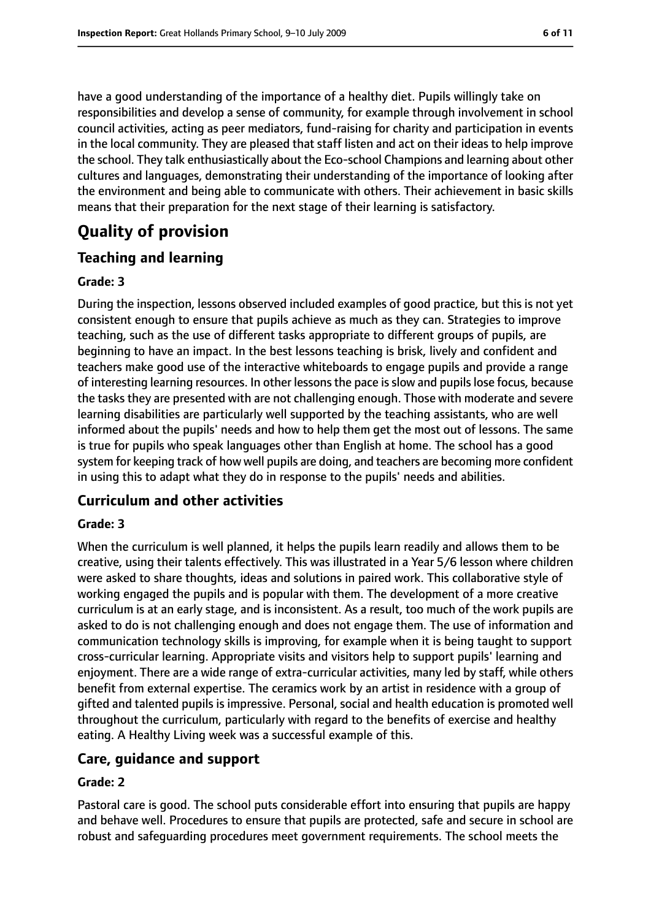have a good understanding of the importance of a healthy diet. Pupils willingly take on responsibilities and develop a sense of community, for example through involvement in school council activities, acting as peer mediators, fund-raising for charity and participation in events in the local community. They are pleased that staff listen and act on their ideas to help improve the school. They talk enthusiastically about the Eco-school Champions and learning about other cultures and languages, demonstrating their understanding of the importance of looking after the environment and being able to communicate with others. Their achievement in basic skills means that their preparation for the next stage of their learning is satisfactory.

# Quality of provision

## Teaching and learning

### Grade: 3

During the inspection, lessons observed included examples of good practice, but this is not yet consistent enough to ensure that pupils achieve as much as they can. Strategies to improve teaching, such as the use of different tasks appropriate to different groups of pupils, are beginning to have an impact. In the best lessons teaching is brisk, lively and confident and teachers make good use of the interactive whiteboards to engage pupils and provide a range of interesting learning resources. In other lessons the pace is slow and pupils lose focus, because the tasks they are presented with are not challenging enough. Those with moderate and severe learning disabilities are particularly well supported by the teaching assistants, who are well informed about the pupils' needs and how to help them get the most out of lessons. The same is true for pupils who speak languages other than English at home. The school has a good system for keeping track of how well pupils are doing, and teachers are becoming more confident in using this to adapt what they do in response to the pupils' needs and abilities.

## Curriculum and other activities

### Grade: 3

When the curriculum is well planned, it helps the pupils learn readily and allows them to be creative, using their talents effectively. This was illustrated in a Year 5/6 lesson where children were asked to share thoughts, ideas and solutions in paired work. This collaborative style of working engaged the pupils and is popular with them. The development of a more creative curriculum is at an early stage, and is inconsistent. As a result, too much of the work pupils are asked to do is not challenging enough and does not engage them. The use of information and communication technology skills is improving, for example when it is being taught to support cross-curricular learning. Appropriate visits and visitors help to support pupils' learning and enjoyment. There are a wide range of extra-curricular activities, many led by staff, while others benefit from external expertise. The ceramics work by an artist in residence with a group of gifted and talented pupils is impressive. Personal, social and health education is promoted well throughout the curriculum, particularly with regard to the benefits of exercise and healthy eating. A Healthy Living week was a successful example of this.

## Care, guidance and support

### Grade: 2

Pastoral care is good. The school puts considerable effort into ensuring that pupils are happy and behave well. Procedures to ensure that pupils are protected, safe and secure in school are robust and safeguarding procedures meet government requirements. The school meets the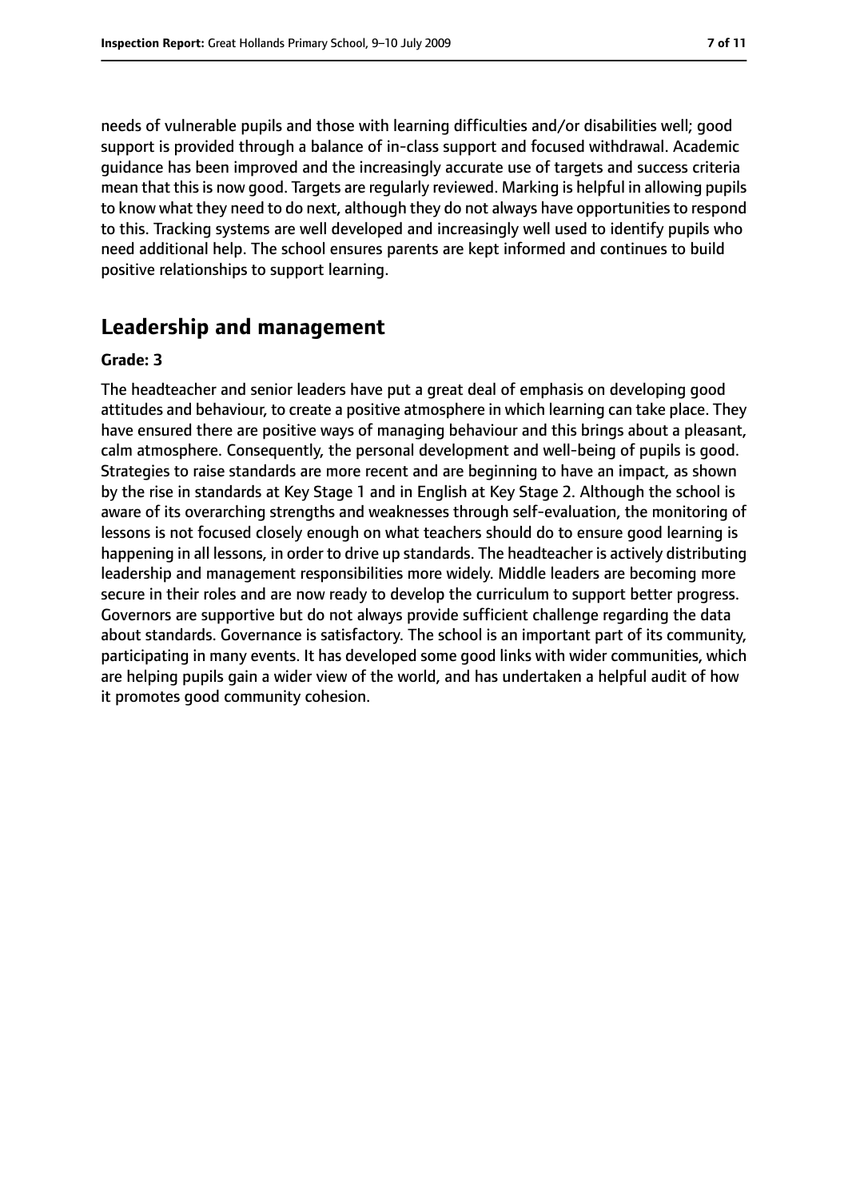needs of vulnerable pupils and those with learning difficulties and/or disabilities well; good support is provided through a balance of in-class support and focused withdrawal. Academic guidance has been improved and the increasingly accurate use of targets and success criteria mean that this is now good. Targets are regularly reviewed. Marking is helpful in allowing pupils to know what they need to do next, although they do not always have opportunities to respond to this. Tracking systems are well developed and increasingly well used to identify pupils who need additional help. The school ensures parents are kept informed and continues to build positive relationships to support learning.

## Leadership and management

**Grade: 3**

The headteacher and senior leaders have put a great deal of emphasis on developing good attitudes and behaviour, to create a positive atmosphere in which learning can take place. They have ensured there are positive ways of managing behaviour and this brings about a pleasant, calm atmosphere. Consequently, the personal development and well-being of pupils is good. Strategies to raise standards are more recent and are beginning to have an impact, as shown by the rise in standards at Key Stage 1 and in English at Key Stage 2. Although the school is aware of its overarching strengths and weaknesses through self-evaluation, the monitoring of lessons is not focused closely enough on what teachers should do to ensure good learning is happening in all lessons, in order to drive up standards. The headteacher is actively distributing leadership and management responsibilities more widely. Middle leaders are becoming more secure in their roles and are now ready to develop the curriculum to support better progress. Governors are supportive but do not always provide sufficient challenge regarding the data about standards. Governance is satisfactory. The school is an important part of its community, participating in many events. It has developed some good links with wider communities, which are helping pupils gain a wider view of the world, and has undertaken a helpful audit of how it promotes good community cohesion.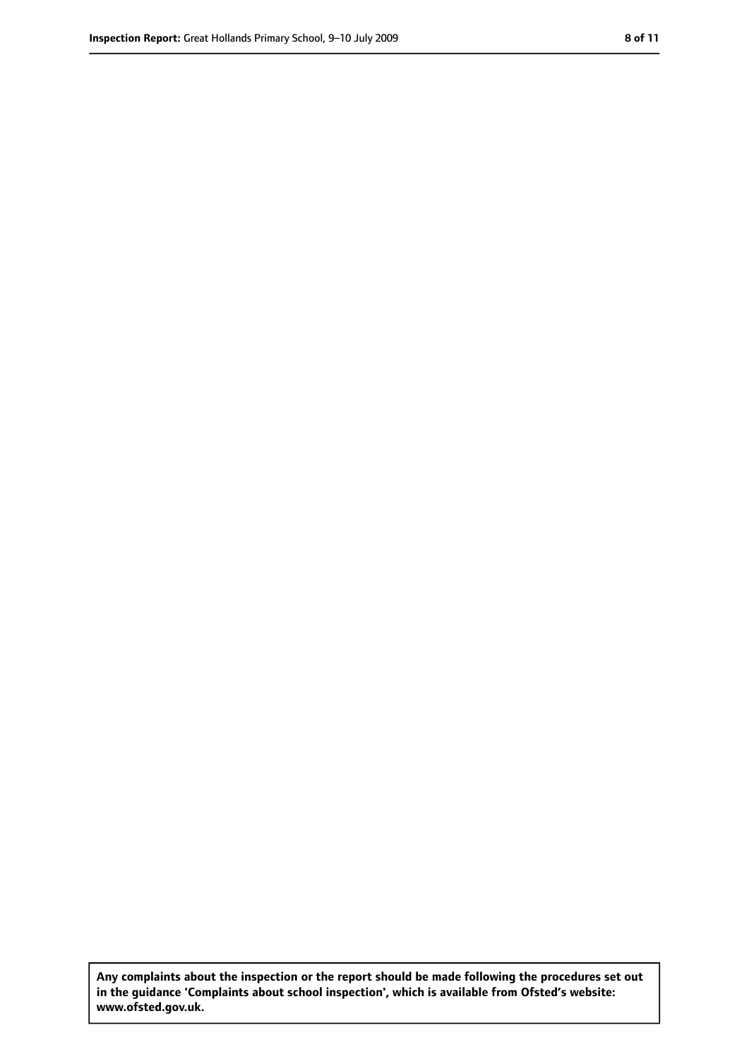**Any complaints about the inspection or the report should be made following the procedures set out in the guidance 'Complaints about school inspection', which is available from Ofsted's website: www.ofsted.gov.uk.**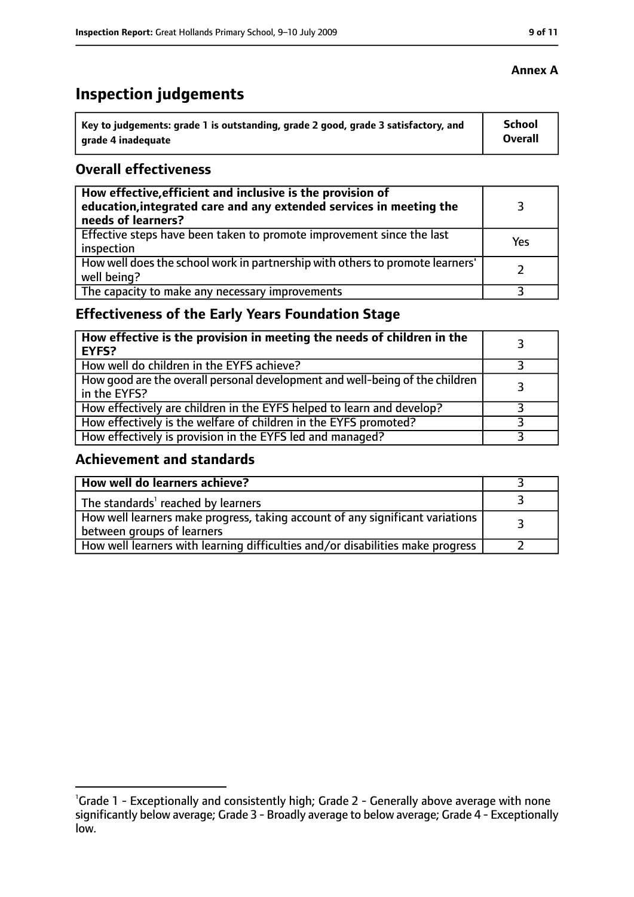**Annex A**

# Inspection judgements

| Key to judgements: grade 1 is outstanding, grade 2 good, grade 3 satisfactory, and grade 4 inadequate | School Overall |
|---|---|

## Overall effectiveness

| | |
|---|---|
| **How effective, efficient and inclusive is the provision of education, integrated care and any extended services in meeting the needs of learners?** | 3 |
| Effective steps have been taken to promote improvement since the last inspection | Yes |
| How well does the school work in partnership with others to promote learners' well being? | 2 |
| The capacity to make any necessary improvements | 3 |

## Effectiveness of the Early Years Foundation Stage

| | |
|---|---|
| **How effective is the provision in meeting the needs of children in the EYFS?** | 3 |
| How well do children in the EYFS achieve? | 3 |
| How good are the overall personal development and well-being of the children in the EYFS? | 3 |
| How effectively are children in the EYFS helped to learn and develop? | 3 |
| How effectively is the welfare of children in the EYFS promoted? | 3 |
| How effectively is provision in the EYFS led and managed? | 3 |

## Achievement and standards

| | |
|---|---|
| **How well do learners achieve?** | 3 |
| The standards[1] reached by learners | 3 |
| How well learners make progress, taking account of any significant variations between groups of learners | 3 |
| How well learners with learning difficulties and/or disabilities make progress | 2 |

[1] Grade 1 - Exceptionally and consistently high; Grade 2 - Generally above average with none significantly below average; Grade 3 - Broadly average to below average; Grade 4 - Exceptionally low.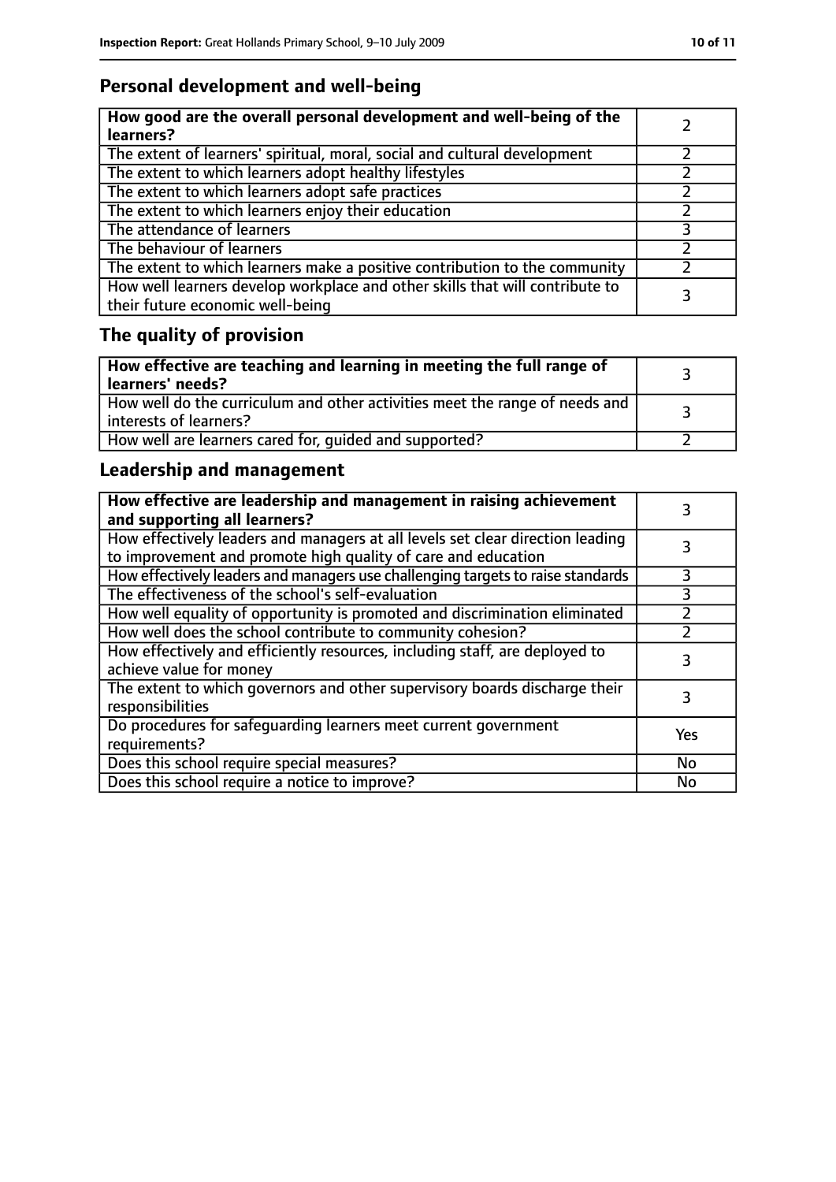## Personal development and well-being

| How good are the overall personal development and well-being of the learners? | 2 |
|---|---|
| The extent of learners' spiritual, moral, social and cultural development | 2 |
| The extent to which learners adopt healthy lifestyles | 2 |
| The extent to which learners adopt safe practices | 2 |
| The extent to which learners enjoy their education | 2 |
| The attendance of learners | 3 |
| The behaviour of learners | 2 |
| The extent to which learners make a positive contribution to the community | 2 |
| How well learners develop workplace and other skills that will contribute to their future economic well-being | 3 |

## The quality of provision

| How effective are teaching and learning in meeting the full range of learners' needs? | 3 |
|---|---|
| How well do the curriculum and other activities meet the range of needs and interests of learners? | 3 |
| How well are learners cared for, guided and supported? | 2 |

## Leadership and management

| How effective are leadership and management in raising achievement and supporting all learners? | 3 |
|---|---|
| How effectively leaders and managers at all levels set clear direction leading to improvement and promote high quality of care and education | 3 |
| How effectively leaders and managers use challenging targets to raise standards | 3 |
| The effectiveness of the school's self-evaluation | 3 |
| How well equality of opportunity is promoted and discrimination eliminated | 2 |
| How well does the school contribute to community cohesion? | 2 |
| How effectively and efficiently resources, including staff, are deployed to achieve value for money | 3 |
| The extent to which governors and other supervisory boards discharge their responsibilities | 3 |
| Do procedures for safeguarding learners meet current government requirements? | Yes |
| Does this school require special measures? | No |
| Does this school require a notice to improve? | No |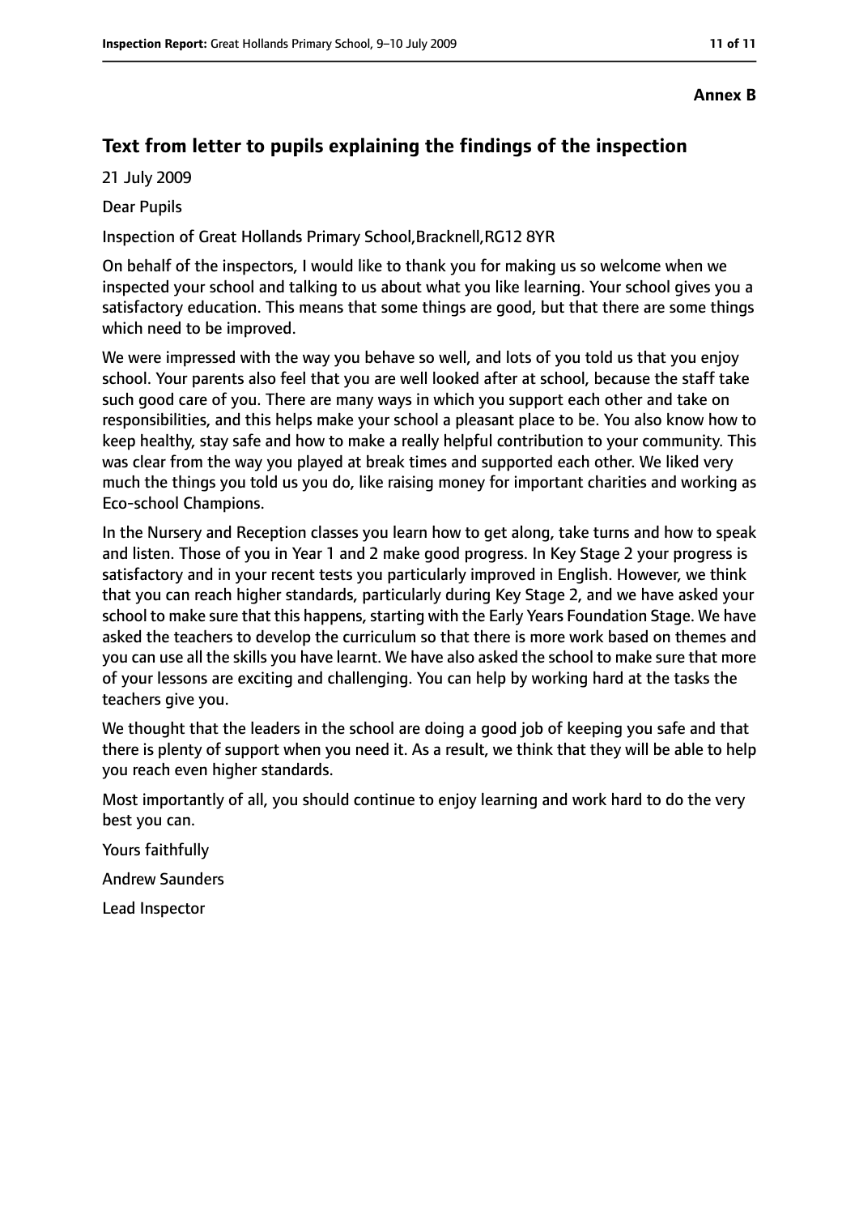**Annex B**

## Text from letter to pupils explaining the findings of the inspection

21 July 2009

Dear Pupils

Inspection of Great Hollands Primary School,Bracknell,RG12 8YR

On behalf of the inspectors, I would like to thank you for making us so welcome when we inspected your school and talking to us about what you like learning. Your school gives you a satisfactory education. This means that some things are good, but that there are some things which need to be improved.

We were impressed with the way you behave so well, and lots of you told us that you enjoy school. Your parents also feel that you are well looked after at school, because the staff take such good care of you. There are many ways in which you support each other and take on responsibilities, and this helps make your school a pleasant place to be. You also know how to keep healthy, stay safe and how to make a really helpful contribution to your community. This was clear from the way you played at break times and supported each other. We liked very much the things you told us you do, like raising money for important charities and working as Eco-school Champions.

In the Nursery and Reception classes you learn how to get along, take turns and how to speak and listen. Those of you in Year 1 and 2 make good progress. In Key Stage 2 your progress is satisfactory and in your recent tests you particularly improved in English. However, we think that you can reach higher standards, particularly during Key Stage 2, and we have asked your school to make sure that this happens, starting with the Early Years Foundation Stage. We have asked the teachers to develop the curriculum so that there is more work based on themes and you can use all the skills you have learnt. We have also asked the school to make sure that more of your lessons are exciting and challenging. You can help by working hard at the tasks the teachers give you.

We thought that the leaders in the school are doing a good job of keeping you safe and that there is plenty of support when you need it. As a result, we think that they will be able to help you reach even higher standards.

Most importantly of all, you should continue to enjoy learning and work hard to do the very best you can.

Yours faithfully

Andrew Saunders

Lead Inspector